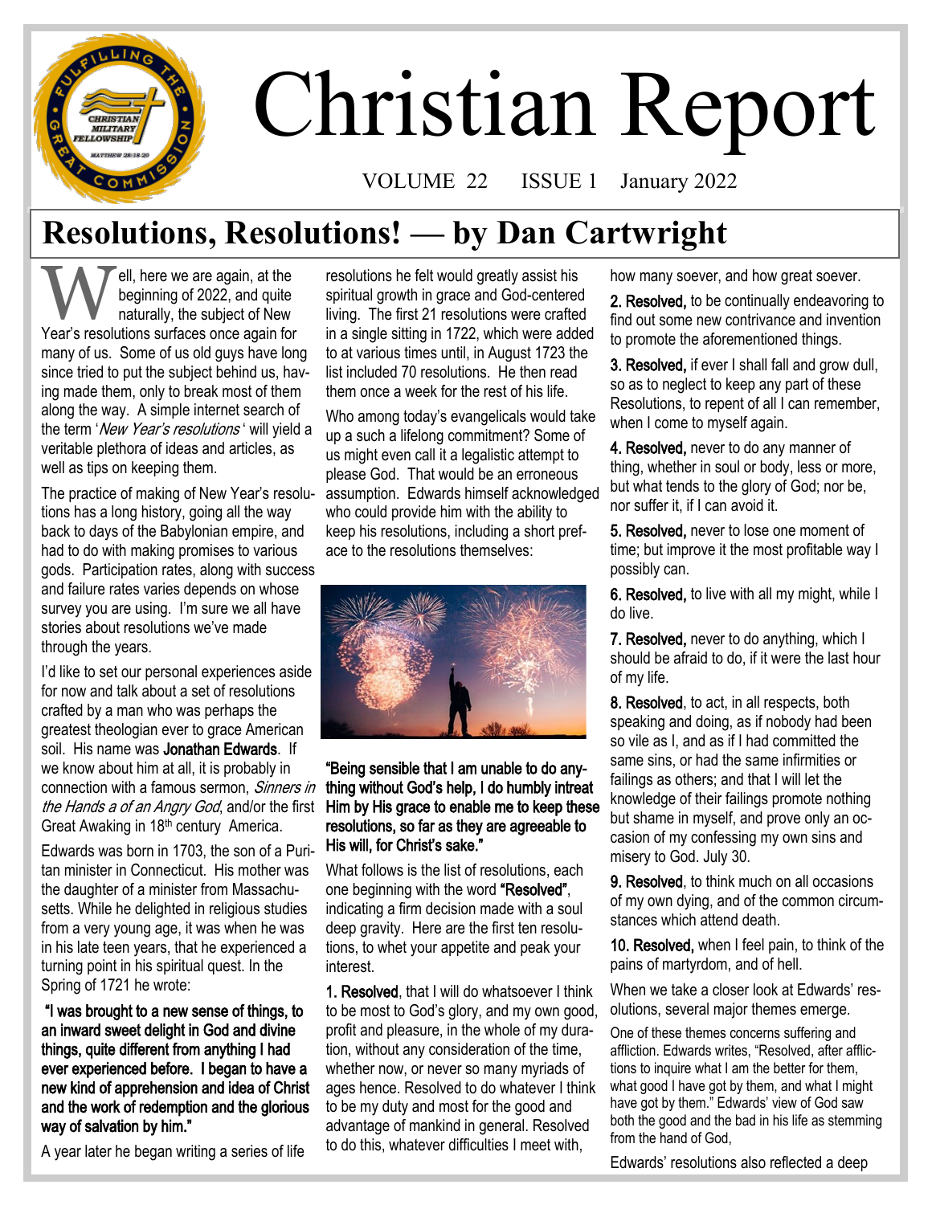# Christian Report

VOLUME 22 ISSUE 1 January 2022

## Resolutions, Resolutions! — by Dan Cartwright

Well, here we are again, at the beginning of 2022, and quite naturally, the subject of New Year's resolutions surfaces once again for many of us. Some of us old guys have long since tried to put the subject behind us, having made them, only to break most of them along the way. A simple internet search of the term '*New Year's resolutions*' will yield a veritable plethora of ideas and articles, as well as tips on keeping them.

The practice of making of New Year's resolutions has a long history, going all the way back to days of the Babylonian empire, and had to do with making promises to various gods. Participation rates, along with success and failure rates varies depends on whose survey you are using. I'm sure we all have stories about resolutions we've made through the years.

I'd like to set our personal experiences aside for now and talk about a set of resolutions crafted by a man who was perhaps the greatest theologian ever to grace American soil. His name was **Jonathan Edwards**. If we know about him at all, it is probably in connection with a famous sermon, *Sinners in the Hands a of an Angry God*, and/or the first Great Awaking in 18th century America.

Edwards was born in 1703, the son of a Puritan minister in Connecticut. His mother was the daughter of a minister from Massachusetts. While he delighted in religious studies from a very young age, it was when he was in his late teen years, that he experienced a turning point in his spiritual quest. In the Spring of 1721 he wrote:

**"I was brought to a new sense of things, to an inward sweet delight in God and divine things, quite different from anything I had ever experienced before. I began to have a new kind of apprehension and idea of Christ and the work of redemption and the glorious way of salvation by him."**

A year later he began writing a series of life resolutions he felt would greatly assist his spiritual growth in grace and God-centered living. The first 21 resolutions were crafted in a single sitting in 1722, which were added to at various times until, in August 1723 the list included 70 resolutions. He then read them once a week for the rest of his life.

Who among today's evangelicals would take up a such a lifelong commitment? Some of us might even call it a legalistic attempt to please God. That would be an erroneous assumption. Edwards himself acknowledged who could provide him with the ability to keep his resolutions, including a short preface to the resolutions themselves:

**"Being sensible that I am unable to do anything without God's help, I do humbly intreat Him by His grace to enable me to keep these resolutions, so far as they are agreeable to His will, for Christ's sake."**

What follows is the list of resolutions, each one beginning with the word **"Resolved"**, indicating a firm decision made with a soul deep gravity. Here are the first ten resolutions, to whet your appetite and peak your interest.

**1. Resolved**, that I will do whatsoever I think to be most to God's glory, and my own good, profit and pleasure, in the whole of my duration, without any consideration of the time, whether now, or never so many myriads of ages hence. Resolved to do whatever I think to be my duty and most for the good and advantage of mankind in general. Resolved to do this, whatever difficulties I meet with, how many soever, and how great soever.

**2. Resolved,** to be continually endeavoring to find out some new contrivance and invention to promote the aforementioned things.

**3. Resolved,** if ever I shall fall and grow dull, so as to neglect to keep any part of these Resolutions, to repent of all I can remember, when I come to myself again.

**4. Resolved,** never to do any manner of thing, whether in soul or body, less or more, but what tends to the glory of God; nor be, nor suffer it, if I can avoid it.

**5. Resolved,** never to lose one moment of time; but improve it the most profitable way I possibly can.

**6. Resolved,** to live with all my might, while I do live.

**7. Resolved,** never to do anything, which I should be afraid to do, if it were the last hour of my life.

**8. Resolved**, to act, in all respects, both speaking and doing, as if nobody had been so vile as I, and as if I had committed the same sins, or had the same infirmities or failings as others; and that I will let the knowledge of their failings promote nothing but shame in myself, and prove only an occasion of my confessing my own sins and misery to God. July 30.

**9. Resolved**, to think much on all occasions of my own dying, and of the common circumstances which attend death.

**10. Resolved,** when I feel pain, to think of the pains of martyrdom, and of hell.

When we take a closer look at Edwards' resolutions, several major themes emerge.

One of these themes concerns suffering and affliction. Edwards writes, "Resolved, after afflictions to inquire what I am the better for them, what good I have got by them, and what I might have got by them." Edwards' view of God saw both the good and the bad in his life as stemming from the hand of God,

Edwards' resolutions also reflected a deep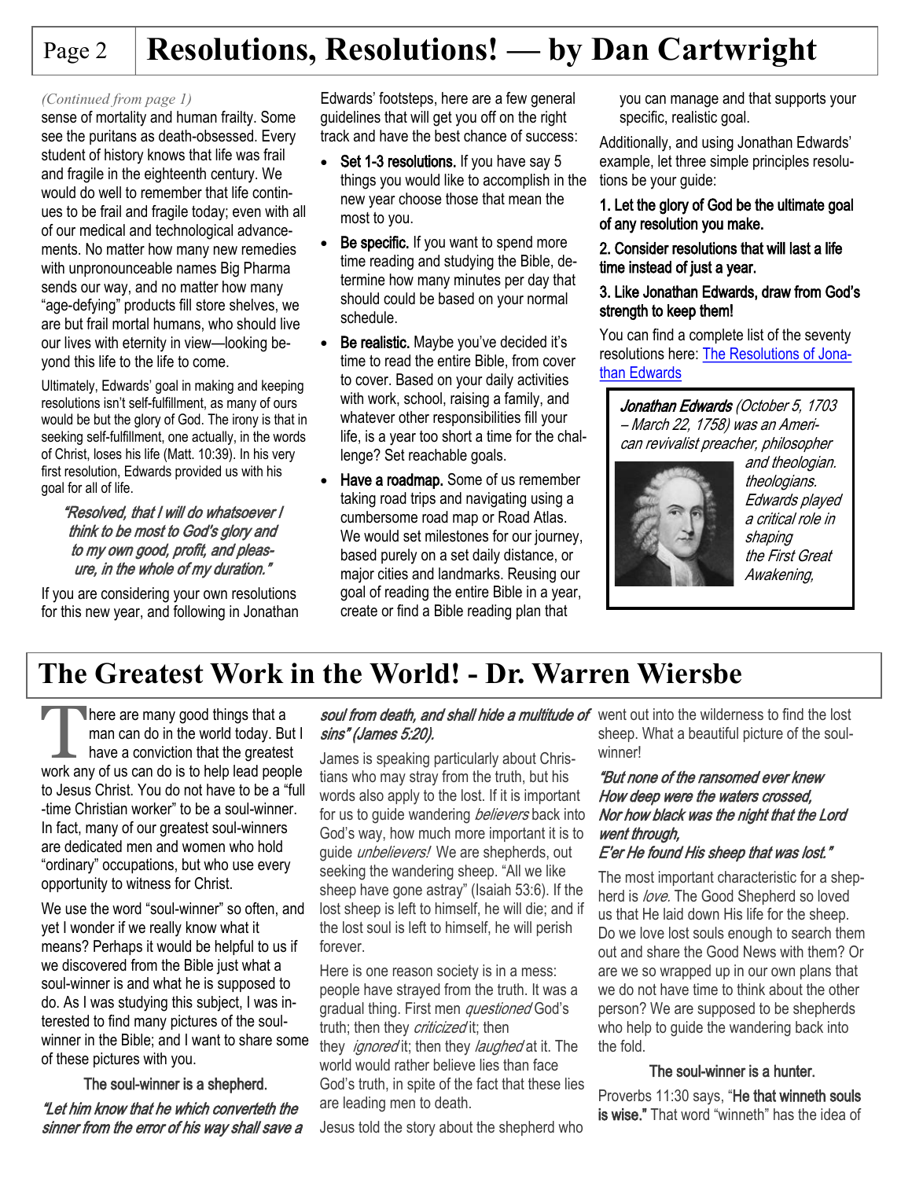# Resolutions, Resolutions! — by Dan Cartwright

*(Continued from page 1)*

sense of mortality and human frailty. Some see the puritans as death-obsessed. Every student of history knows that life was frail and fragile in the eighteenth century. We would do well to remember that life continues to be frail and fragile today; even with all of our medical and technological advancements. No matter how many new remedies with unpronounceable names Big Pharma sends our way, and no matter how many "age-defying" products fill store shelves, we are but frail mortal humans, who should live our lives with eternity in view—looking beyond this life to the life to come.

Ultimately, Edwards' goal in making and keeping resolutions isn't self-fulfillment, as many of ours would be but the glory of God. The irony is that in seeking self-fulfillment, one actually, in the words of Christ, loses his life (Matt. 10:39). In his very first resolution, Edwards provided us with his goal for all of life.

> *"Resolved, that I will do whatsoever I think to be most to God's glory and to my own good, profit, and pleasure, in the whole of my duration."*

If you are considering your own resolutions for this new year, and following in Jonathan Edwards' footsteps, here are a few general guidelines that will get you off on the right track and have the best chance of success:

- **Set 1-3 resolutions.** If you have say 5 things you would like to accomplish in the new year choose those that mean the most to you.
- **Be specific.** If you want to spend more time reading and studying the Bible, determine how many minutes per day that should could be based on your normal schedule.
- **Be realistic.** Maybe you've decided it's time to read the entire Bible, from cover to cover. Based on your daily activities with work, school, raising a family, and whatever other responsibilities fill your life, is a year too short a time for the challenge? Set reachable goals.
- **Have a roadmap.** Some of us remember taking road trips and navigating using a cumbersome road map or Road Atlas. We would set milestones for our journey, based purely on a set daily distance, or major cities and landmarks. Reusing our goal of reading the entire Bible in a year, create or find a Bible reading plan that you can manage and that supports your specific, realistic goal.

Additionally, and using Jonathan Edwards' example, let three simple principles resolutions be your guide:

**1. Let the glory of God be the ultimate goal of any resolution you make.**

**2. Consider resolutions that will last a life time instead of just a year.**

**3. Like Jonathan Edwards, draw from God's strength to keep them!**

You can find a complete list of the seventy resolutions here: [The Resolutions of Jonathan Edwards]

***Jonathan Edwards*** *(October 5, 1703 – March 22, 1758) was an American revivalist preacher, philosopher and theologian. theologians. Edwards played a critical role in shaping the First Great Awakening,*

# The Greatest Work in the World! - Dr. Warren Wiersbe

There are many good things that a man can do in the world today. But I have a conviction that the greatest work any of us can do is to help lead people to Jesus Christ. You do not have to be a "full-time Christian worker" to be a soul-winner. In fact, many of our greatest soul-winners are dedicated men and women who hold "ordinary" occupations, but who use every opportunity to witness for Christ.

We use the word "soul-winner" so often, and yet I wonder if we really know what it means? Perhaps it would be helpful to us if we discovered from the Bible just what a soul-winner is and what he is supposed to do. As I was studying this subject, I was interested to find many pictures of the soul-winner in the Bible; and I want to share some of these pictures with you.

**The soul-winner is a shepherd.**

*"Let him know that he which converteth the sinner from the error of his way shall save a soul from death, and shall hide a multitude of sins" (James 5:20).*

James is speaking particularly about Christians who may stray from the truth, but his words also apply to the lost. If it is important for us to guide wandering *believers* back into God's way, how much more important it is to guide *unbelievers!* We are shepherds, out seeking the wandering sheep. "All we like sheep have gone astray" (Isaiah 53:6). If the lost sheep is left to himself, he will die; and if the lost soul is left to himself, he will perish forever.

Here is one reason society is in a mess: people have strayed from the truth. It was a gradual thing. First men *questioned* God's truth; then they *criticized* it; then they *ignored* it; then they *laughed* at it. The world would rather believe lies than face God's truth, in spite of the fact that these lies are leading men to death.

Jesus told the story about the shepherd who went out into the wilderness to find the lost sheep. What a beautiful picture of the soul-winner!

*"But none of the ransomed ever knew*
*How deep were the waters crossed,*
*Nor how black was the night that the Lord went through,*
*E'er He found His sheep that was lost."*

The most important characteristic for a shepherd is *love*. The Good Shepherd so loved us that He laid down His life for the sheep. Do we love lost souls enough to search them out and share the Good News with them? Or are we so wrapped up in our own plans that we do not have time to think about the other person? We are supposed to be shepherds who help to guide the wandering back into the fold.

**The soul-winner is a hunter.**

Proverbs 11:30 says, "**He that winneth souls is wise.**" That word "winneth" has the idea of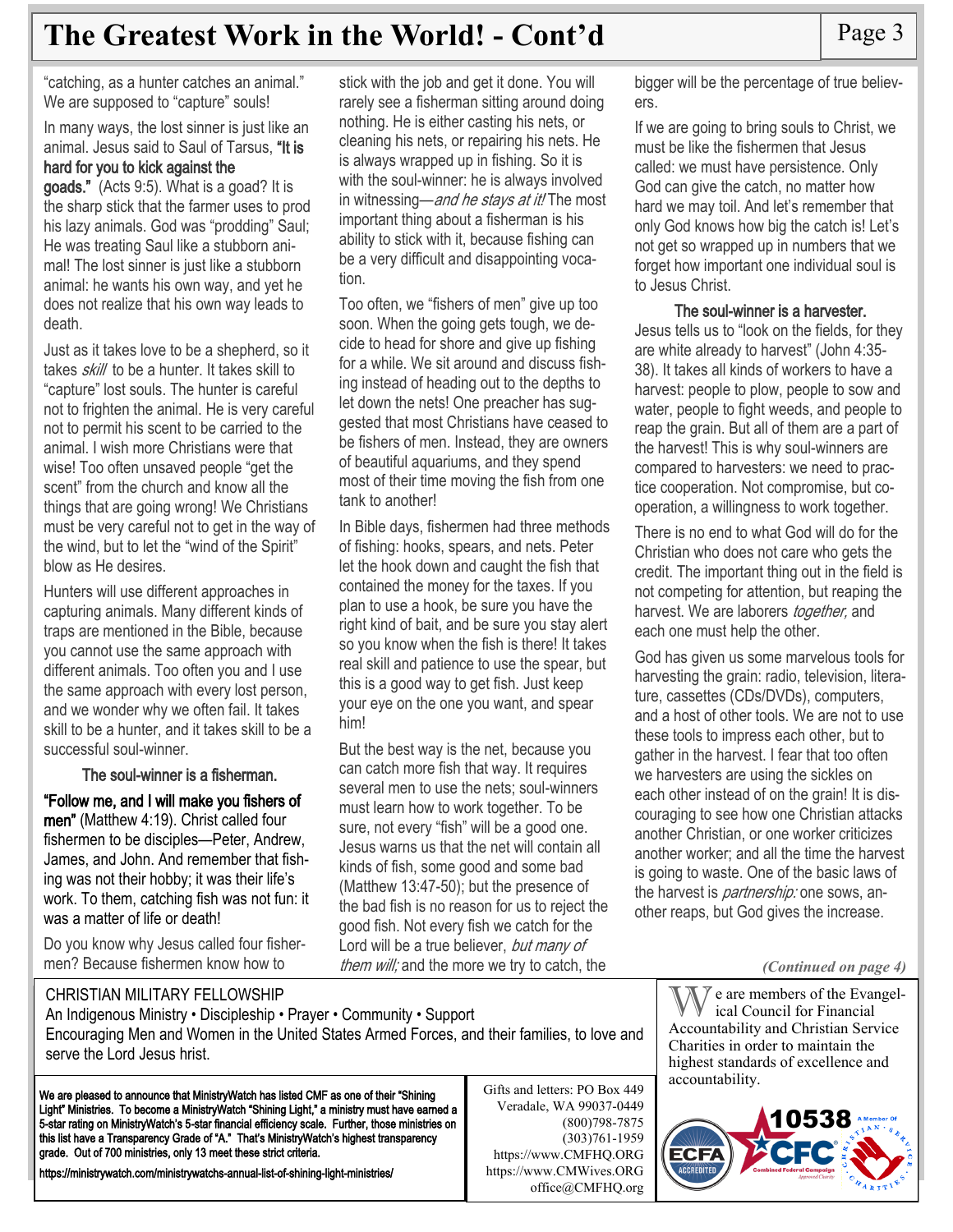# The Greatest Work in the World! - Cont'd

"catching, as a hunter catches an animal." We are supposed to "capture" souls!

In many ways, the lost sinner is just like an animal. Jesus said to Saul of Tarsus, **"It is hard for you to kick against the goads."** (Acts 9:5). What is a goad? It is the sharp stick that the farmer uses to prod his lazy animals. God was "prodding" Saul; He was treating Saul like a stubborn animal! The lost sinner is just like a stubborn animal: he wants his own way, and yet he does not realize that his own way leads to death.

Just as it takes love to be a shepherd, so it takes *skill* to be a hunter. It takes skill to "capture" lost souls. The hunter is careful not to frighten the animal. He is very careful not to permit his scent to be carried to the animal. I wish more Christians were that wise! Too often unsaved people "get the scent" from the church and know all the things that are going wrong! We Christians must be very careful not to get in the way of the wind, but to let the "wind of the Spirit" blow as He desires.

Hunters will use different approaches in capturing animals. Many different kinds of traps are mentioned in the Bible, because you cannot use the same approach with different animals. Too often you and I use the same approach with every lost person, and we wonder why we often fail. It takes skill to be a hunter, and it takes skill to be a successful soul-winner.

### The soul-winner is a fisherman.

**"Follow me, and I will make you fishers of men"** (Matthew 4:19). Christ called four fishermen to be disciples—Peter, Andrew, James, and John. And remember that fishing was not their hobby; it was their life's work. To them, catching fish was not fun: it was a matter of life or death!

Do you know why Jesus called four fishermen? Because fishermen know how to stick with the job and get it done. You will rarely see a fisherman sitting around doing nothing. He is either casting his nets, or cleaning his nets, or repairing his nets. He is always wrapped up in fishing. So it is with the soul-winner: he is always involved in witnessing—*and he stays at it!* The most important thing about a fisherman is his ability to stick with it, because fishing can be a very difficult and disappointing vocation.

Too often, we "fishers of men" give up too soon. When the going gets tough, we decide to head for shore and give up fishing for a while. We sit around and discuss fishing instead of heading out to the depths to let down the nets! One preacher has suggested that most Christians have ceased to be fishers of men. Instead, they are owners of beautiful aquariums, and they spend most of their time moving the fish from one tank to another!

In Bible days, fishermen had three methods of fishing: hooks, spears, and nets. Peter let the hook down and caught the fish that contained the money for the taxes. If you plan to use a hook, be sure you have the right kind of bait, and be sure you stay alert so you know when the fish is there! It takes real skill and patience to use the spear, but this is a good way to get fish. Just keep your eye on the one you want, and spear him!

But the best way is the net, because you can catch more fish that way. It requires several men to use the nets; soul-winners must learn how to work together. To be sure, not every "fish" will be a good one. Jesus warns us that the net will contain all kinds of fish, some good and some bad (Matthew 13:47-50); but the presence of the bad fish is no reason for us to reject the good fish. Not every fish we catch for the Lord will be a true believer, *but many of them will;* and the more we try to catch, the bigger will be the percentage of true believers.

If we are going to bring souls to Christ, we must be like the fishermen that Jesus called: we must have persistence. Only God can give the catch, no matter how hard we may toil. And let's remember that only God knows how big the catch is! Let's not get so wrapped up in numbers that we forget how important one individual soul is to Jesus Christ.

### The soul-winner is a harvester.

Jesus tells us to "look on the fields, for they are white already to harvest" (John 4:35-38). It takes all kinds of workers to have a harvest: people to plow, people to sow and water, people to fight weeds, and people to reap the grain. But all of them are a part of the harvest! This is why soul-winners are compared to harvesters: we need to practice cooperation. Not compromise, but cooperation, a willingness to work together.

There is no end to what God will do for the Christian who does not care who gets the credit. The important thing out in the field is not competing for attention, but reaping the harvest. We are laborers *together,* and each one must help the other.

God has given us some marvelous tools for harvesting the grain: radio, television, literature, cassettes (CDs/DVDs), computers, and a host of other tools. We are not to use these tools to impress each other, but to gather in the harvest. I fear that too often we harvesters are using the sickles on each other instead of on the grain! It is discouraging to see how one Christian attacks another Christian, or one worker criticizes another worker; and all the time the harvest is going to waste. One of the basic laws of the harvest is *partnership:* one sows, another reaps, but God gives the increase.

*(Continued on page 4)*

---

CHRISTIAN MILITARY FELLOWSHIP
An Indigenous Ministry • Discipleship • Prayer • Community • Support
Encouraging Men and Women in the United States Armed Forces, and their families, to love and serve the Lord Jesus hrist.

**We are pleased to announce that MinistryWatch has listed CMF as one of their "Shining Light" Ministries. To become a MinistryWatch "Shining Light," a ministry must have earned a 5-star rating on MinistryWatch's 5-star financial efficiency scale. Further, those ministries on this list have a Transparency Grade of "A." That's MinistryWatch's highest transparency grade. Out of 700 ministries, only 13 meet these strict criteria.**

**https://ministrywatch.com/ministrywatchs-annual-list-of-shining-light-ministries/**

Gifts and letters: PO Box 449
Veradale, WA 99037-0449
(800)798-7875
(303)761-1959
https://www.CMFHQ.ORG
https://www.CMWives.ORG
office@CMFHQ.org

We are members of the Evangelical Council for Financial Accountability and Christian Service Charities in order to maintain the highest standards of excellence and accountability.

ECFA ACCREDITED — 10538 CFC Combined Federal Campaign — A Member Of Christian Service Charities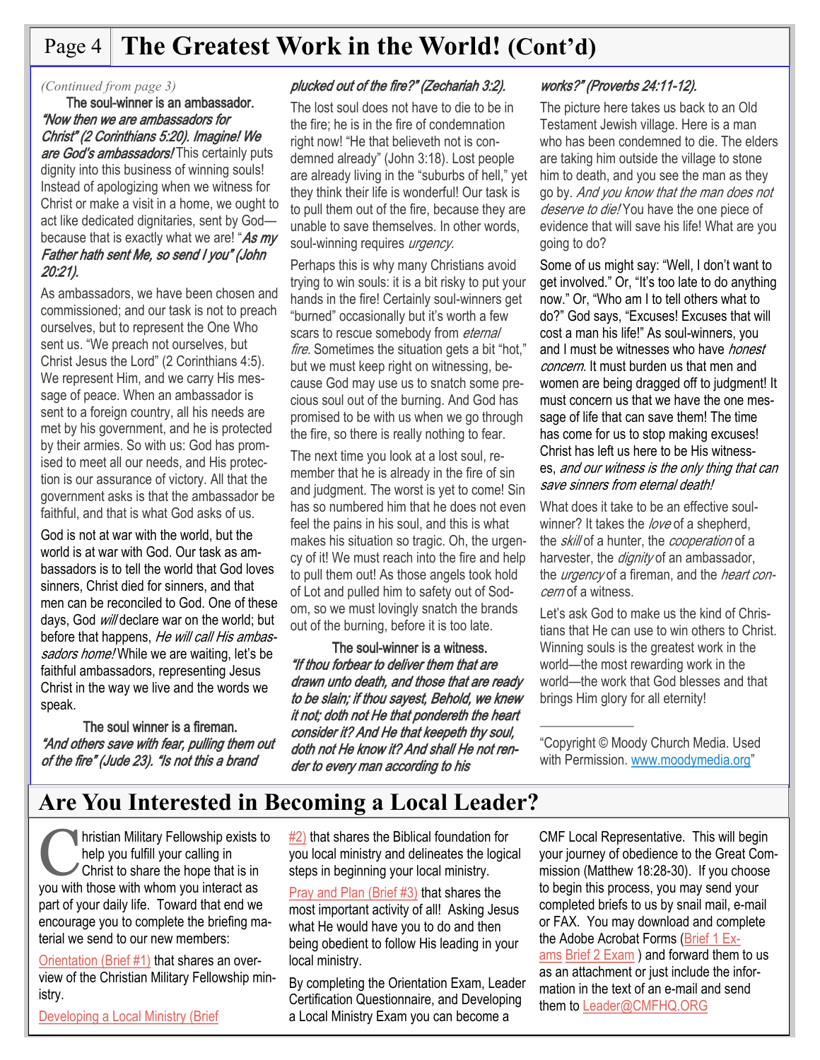# The Greatest Work in the World! (Cont'd)

*(Continued from page 3)*

**The soul-winner is an ambassador.** ***"Now then we are ambassadors for Christ" (2 Corinthians 5:20). Imagine! We are God's ambassadors!*** This certainly puts dignity into this business of winning souls! Instead of apologizing when we witness for Christ or make a visit in a home, we ought to act like dedicated dignitaries, sent by God—because that is exactly what we are! "***As my Father hath sent Me, so send I you" (John 20:21).***

As ambassadors, we have been chosen and commissioned; and our task is not to preach ourselves, but to represent the One Who sent us. "We preach not ourselves, but Christ Jesus the Lord" (2 Corinthians 4:5). We represent Him, and we carry His message of peace. When an ambassador is sent to a foreign country, all his needs are met by his government, and he is protected by their armies. So with us: God has promised to meet all our needs, and His protection is our assurance of victory. All that the government asks is that the ambassador be faithful, and that is what God asks of us.

God is not at war with the world, but the world is at war with God. Our task as ambassadors is to tell the world that God loves sinners, Christ died for sinners, and that men can be reconciled to God. One of these days, God *will* declare war on the world; but before that happens, *He will call His ambassadors home!* While we are waiting, let's be faithful ambassadors, representing Jesus Christ in the way we live and the words we speak.

**The soul winner is a fireman.** ***"And others save with fear, pulling them out of the fire" (Jude 23). "Is not this a brand plucked out of the fire?" (Zechariah 3:2).***

The lost soul does not have to die to be in the fire; he is in the fire of condemnation right now! "He that believeth not is condemned already" (John 3:18). Lost people are already living in the "suburbs of hell," yet they think their life is wonderful! Our task is to pull them out of the fire, because they are unable to save themselves. In other words, soul-winning requires *urgency.*

Perhaps this is why many Christians avoid trying to win souls: it is a bit risky to put your hands in the fire! Certainly soul-winners get "burned" occasionally but it's worth a few scars to rescue somebody from *eternal fire.* Sometimes the situation gets a bit "hot," but we must keep right on witnessing, because God may use us to snatch some precious soul out of the burning. And God has promised to be with us when we go through the fire, so there is really nothing to fear.

The next time you look at a lost soul, remember that he is already in the fire of sin and judgment. The worst is yet to come! Sin has so numbered him that he does not even feel the pains in his soul, and this is what makes his situation so tragic. Oh, the urgency of it! We must reach into the fire and help to pull them out! As those angels took hold of Lot and pulled him to safety out of Sodom, so we must lovingly snatch the brands out of the burning, before it is too late.

**The soul-winner is a witness.** ***"If thou forbear to deliver them that are drawn unto death, and those that are ready to be slain; if thou sayest, Behold, we knew it not; doth not He that pondereth the heart consider it? And He that keepeth thy soul, doth not He know it? And shall He not render to every man according to his works?" (Proverbs 24:11-12).***

The picture here takes us back to an Old Testament Jewish village. Here is a man who has been condemned to die. The elders are taking him outside the village to stone him to death, and you see the man as they go by. *And you know that the man does not deserve to die!* You have the one piece of evidence that will save his life! What are you going to do?

Some of us might say: "Well, I don't want to get involved." Or, "It's too late to do anything now." Or, "Who am I to tell others what to do?" God says, "Excuses! Excuses that will cost a man his life!" As soul-winners, you and I must be witnesses who have *honest concern.* It must burden us that men and women are being dragged off to judgment! It must concern us that we have the one message of life that can save them! The time has come for us to stop making excuses! Christ has left us here to be His witnesses, *and our witness is the only thing that can save sinners from eternal death!*

What does it take to be an effective soul-winner? It takes the *love* of a shepherd, the *skill* of a hunter, the *cooperation* of a harvester, the *dignity* of an ambassador, the *urgency* of a fireman, and the *heart concern* of a witness.

Let's ask God to make us the kind of Christians that He can use to win others to Christ. Winning souls is the greatest work in the world—the most rewarding work in the world—the work that God blesses and that brings Him glory for all eternity!

---

"Copyright © Moody Church Media. Used with Permission. www.moodymedia.org"

# Are You Interested in Becoming a Local Leader?

Christian Military Fellowship exists to help you fulfill your calling in Christ to share the hope that is in you with those with whom you interact as part of your daily life. Toward that end we encourage you to complete the briefing material we send to our new members:

Orientation (Brief #1) that shares an overview of the Christian Military Fellowship ministry.

Developing a Local Ministry (Brief #2) that shares the Biblical foundation for you local ministry and delineates the logical steps in beginning your local ministry.

Pray and Plan (Brief #3) that shares the most important activity of all! Asking Jesus what He would have you to do and then being obedient to follow His leading in your local ministry.

By completing the Orientation Exam, Leader Certification Questionnaire, and Developing a Local Ministry Exam you can become a CMF Local Representative. This will begin your journey of obedience to the Great Commission (Matthew 18:28-30). If you choose to begin this process, you may send your completed briefs to us by snail mail, e-mail or FAX. You may download and complete the Adobe Acrobat Forms (Brief 1 Exams Brief 2 Exam ) and forward them to us as an attachment or just include the information in the text of an e-mail and send them to Leader@CMFHQ.ORG